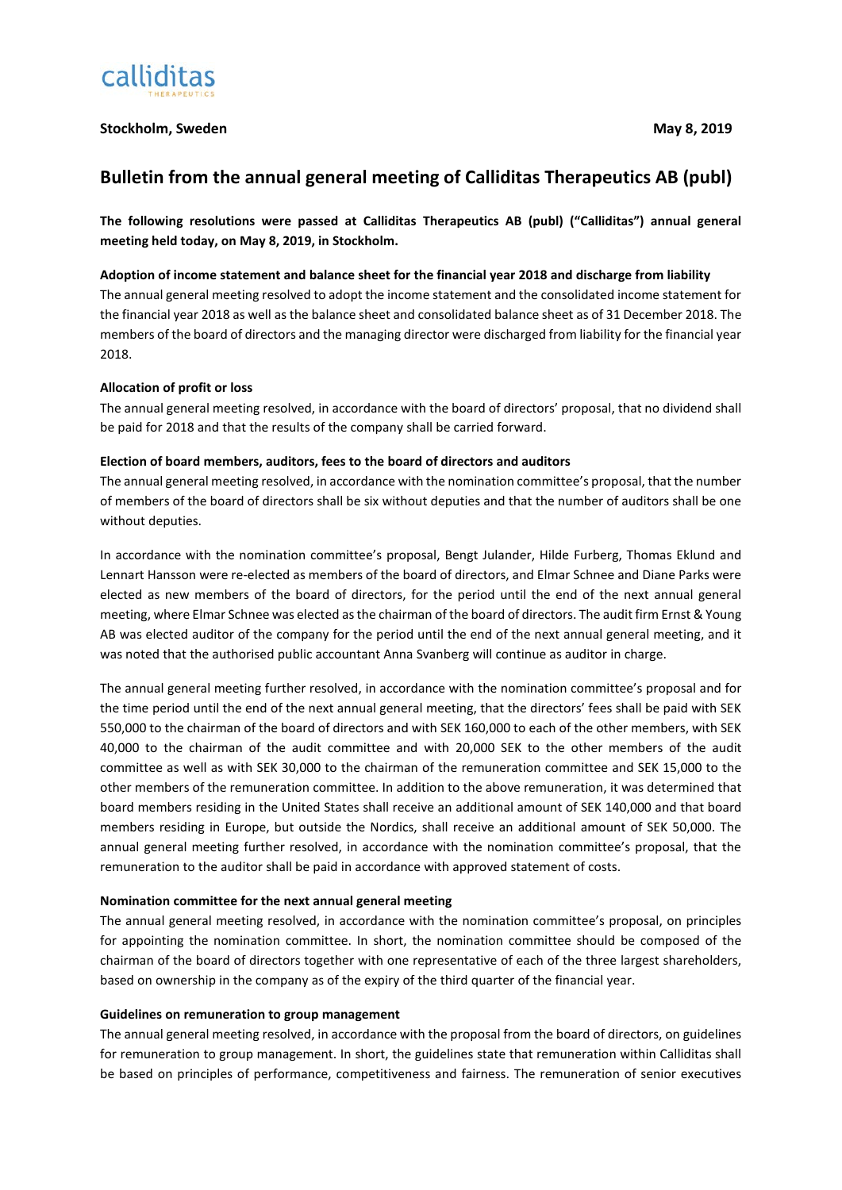calliditas
THERAPEUTICS

**Stockholm, Sweden** **May 8, 2019**

# Bulletin from the annual general meeting of Calliditas Therapeutics AB (publ)

**The following resolutions were passed at Calliditas Therapeutics AB (publ) ("Calliditas") annual general meeting held today, on May 8, 2019, in Stockholm.**

**Adoption of income statement and balance sheet for the financial year 2018 and discharge from liability**

The annual general meeting resolved to adopt the income statement and the consolidated income statement for the financial year 2018 as well as the balance sheet and consolidated balance sheet as of 31 December 2018. The members of the board of directors and the managing director were discharged from liability for the financial year 2018.

**Allocation of profit or loss**

The annual general meeting resolved, in accordance with the board of directors' proposal, that no dividend shall be paid for 2018 and that the results of the company shall be carried forward.

**Election of board members, auditors, fees to the board of directors and auditors**

The annual general meeting resolved, in accordance with the nomination committee's proposal, that the number of members of the board of directors shall be six without deputies and that the number of auditors shall be one without deputies.

In accordance with the nomination committee's proposal, Bengt Julander, Hilde Furberg, Thomas Eklund and Lennart Hansson were re-elected as members of the board of directors, and Elmar Schnee and Diane Parks were elected as new members of the board of directors, for the period until the end of the next annual general meeting, where Elmar Schnee was elected as the chairman of the board of directors. The audit firm Ernst & Young AB was elected auditor of the company for the period until the end of the next annual general meeting, and it was noted that the authorised public accountant Anna Svanberg will continue as auditor in charge.

The annual general meeting further resolved, in accordance with the nomination committee's proposal and for the time period until the end of the next annual general meeting, that the directors' fees shall be paid with SEK 550,000 to the chairman of the board of directors and with SEK 160,000 to each of the other members, with SEK 40,000 to the chairman of the audit committee and with 20,000 SEK to the other members of the audit committee as well as with SEK 30,000 to the chairman of the remuneration committee and SEK 15,000 to the other members of the remuneration committee. In addition to the above remuneration, it was determined that board members residing in the United States shall receive an additional amount of SEK 140,000 and that board members residing in Europe, but outside the Nordics, shall receive an additional amount of SEK 50,000. The annual general meeting further resolved, in accordance with the nomination committee's proposal, that the remuneration to the auditor shall be paid in accordance with approved statement of costs.

**Nomination committee for the next annual general meeting**

The annual general meeting resolved, in accordance with the nomination committee's proposal, on principles for appointing the nomination committee. In short, the nomination committee should be composed of the chairman of the board of directors together with one representative of each of the three largest shareholders, based on ownership in the company as of the expiry of the third quarter of the financial year.

**Guidelines on remuneration to group management**

The annual general meeting resolved, in accordance with the proposal from the board of directors, on guidelines for remuneration to group management. In short, the guidelines state that remuneration within Calliditas shall be based on principles of performance, competitiveness and fairness. The remuneration of senior executives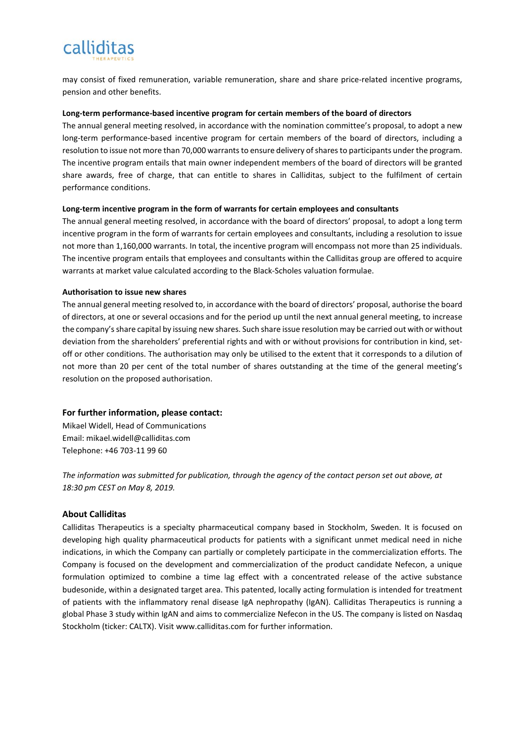may consist of fixed remuneration, variable remuneration, share and share price-related incentive programs, pension and other benefits.

**Long-term performance-based incentive program for certain members of the board of directors**

The annual general meeting resolved, in accordance with the nomination committee's proposal, to adopt a new long-term performance-based incentive program for certain members of the board of directors, including a resolution to issue not more than 70,000 warrants to ensure delivery of shares to participants under the program. The incentive program entails that main owner independent members of the board of directors will be granted share awards, free of charge, that can entitle to shares in Calliditas, subject to the fulfilment of certain performance conditions.

**Long-term incentive program in the form of warrants for certain employees and consultants**

The annual general meeting resolved, in accordance with the board of directors' proposal, to adopt a long term incentive program in the form of warrants for certain employees and consultants, including a resolution to issue not more than 1,160,000 warrants. In total, the incentive program will encompass not more than 25 individuals. The incentive program entails that employees and consultants within the Calliditas group are offered to acquire warrants at market value calculated according to the Black-Scholes valuation formulae.

**Authorisation to issue new shares**

The annual general meeting resolved to, in accordance with the board of directors' proposal, authorise the board of directors, at one or several occasions and for the period up until the next annual general meeting, to increase the company's share capital by issuing new shares. Such share issue resolution may be carried out with or without deviation from the shareholders' preferential rights and with or without provisions for contribution in kind, set-off or other conditions. The authorisation may only be utilised to the extent that it corresponds to a dilution of not more than 20 per cent of the total number of shares outstanding at the time of the general meeting's resolution on the proposed authorisation.

## For further information, please contact:

Mikael Widell, Head of Communications
Email: mikael.widell@calliditas.com
Telephone: +46 703-11 99 60

*The information was submitted for publication, through the agency of the contact person set out above, at 18:30 pm CEST on May 8, 2019.*

## About Calliditas

Calliditas Therapeutics is a specialty pharmaceutical company based in Stockholm, Sweden. It is focused on developing high quality pharmaceutical products for patients with a significant unmet medical need in niche indications, in which the Company can partially or completely participate in the commercialization efforts. The Company is focused on the development and commercialization of the product candidate Nefecon, a unique formulation optimized to combine a time lag effect with a concentrated release of the active substance budesonide, within a designated target area. This patented, locally acting formulation is intended for treatment of patients with the inflammatory renal disease IgA nephropathy (IgAN). Calliditas Therapeutics is running a global Phase 3 study within IgAN and aims to commercialize Nefecon in the US. The company is listed on Nasdaq Stockholm (ticker: CALTX). Visit www.calliditas.com for further information.